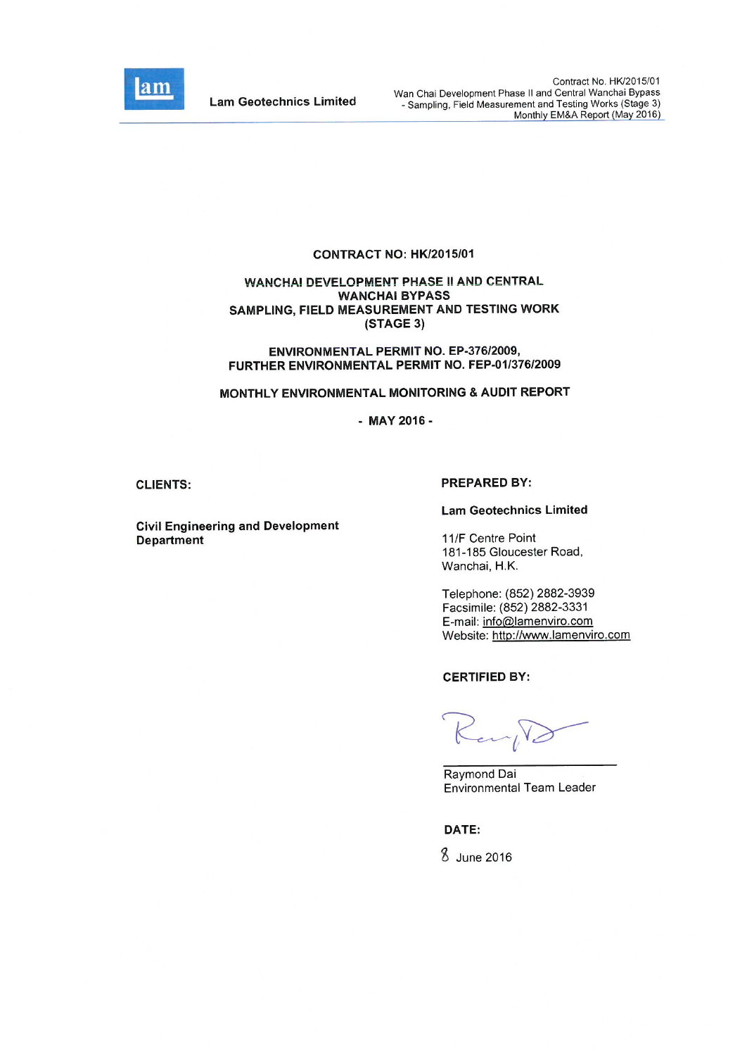**CONTRACT NO: HK/2015/01**

**WANCHAI DEVELOPMENT PHASE II AND CENTRAL WANCHAI BYPASS**
**SAMPLING, FIELD MEASUREMENT AND TESTING WORK (STAGE 3)**

**ENVIRONMENTAL PERMIT NO. EP-376/2009,**
**FURTHER ENVIRONMENTAL PERMIT NO. FEP-01/376/2009**

**MONTHLY ENVIRONMENTAL MONITORING & AUDIT REPORT**

**- MAY 2016 -**

**CLIENTS:**

**Civil Engineering and Development Department**

**PREPARED BY:**

**Lam Geotechnics Limited**

11/F Centre Point
181-185 Gloucester Road,
Wanchai, H.K.

Telephone: (852) 2882-3939
Facsimile: (852) 2882-3331
E-mail: info@lamenviro.com
Website: http://www.lamenviro.com

**CERTIFIED BY:**

Raymond Dai
Environmental Team Leader

**DATE:**

8 June 2016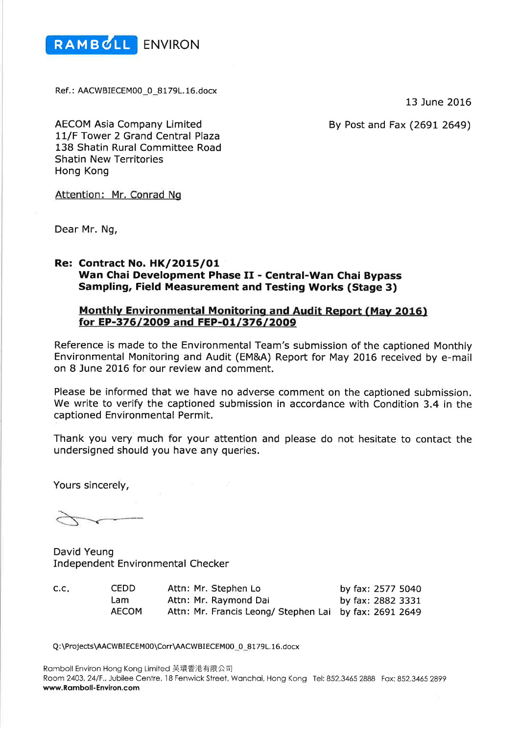RAMBOLL ENVIRON

Ref.: AACWBIECEM00_0_8179L.16.docx

13 June 2016

AECOM Asia Company Limited
11/F Tower 2 Grand Central Plaza
138 Shatin Rural Committee Road
Shatin New Territories
Hong Kong

By Post and Fax (2691 2649)

Attention: Mr. Conrad Ng

Dear Mr. Ng,

**Re: Contract No. HK/2015/01**
**Wan Chai Development Phase II - Central-Wan Chai Bypass**
**Sampling, Field Measurement and Testing Works (Stage 3)**

**Monthly Environmental Monitoring and Audit Report (May 2016) for EP-376/2009 and FEP-01/376/2009**

Reference is made to the Environmental Team's submission of the captioned Monthly Environmental Monitoring and Audit (EM&A) Report for May 2016 received by e-mail on 8 June 2016 for our review and comment.

Please be informed that we have no adverse comment on the captioned submission. We write to verify the captioned submission in accordance with Condition 3.4 in the captioned Environmental Permit.

Thank you very much for your attention and please do not hesitate to contact the undersigned should you have any queries.

Yours sincerely,

David Yeung
Independent Environmental Checker

| c.c. | | | |
|---|---|---|---|
| | CEDD | Attn: Mr. Stephen Lo | by fax: 2577 5040 |
| | Lam | Attn: Mr. Raymond Dai | by fax: 2882 3331 |
| | AECOM | Attn: Mr. Francis Leong/ Stephen Lai | by fax: 2691 2649 |

Q:\Projects\AACWBIECEM00\Corr\AACWBIECEM00_0_8179L.16.docx

Ramboll Environ Hong Kong Limited 英環香港有限公司
Room 2403, 24/F., Jubilee Centre, 18 Fenwick Street, Wanchai, Hong Kong Tel: 852.3465 2888 Fax: 852.3465 2899
**www.Ramboll-Environ.com**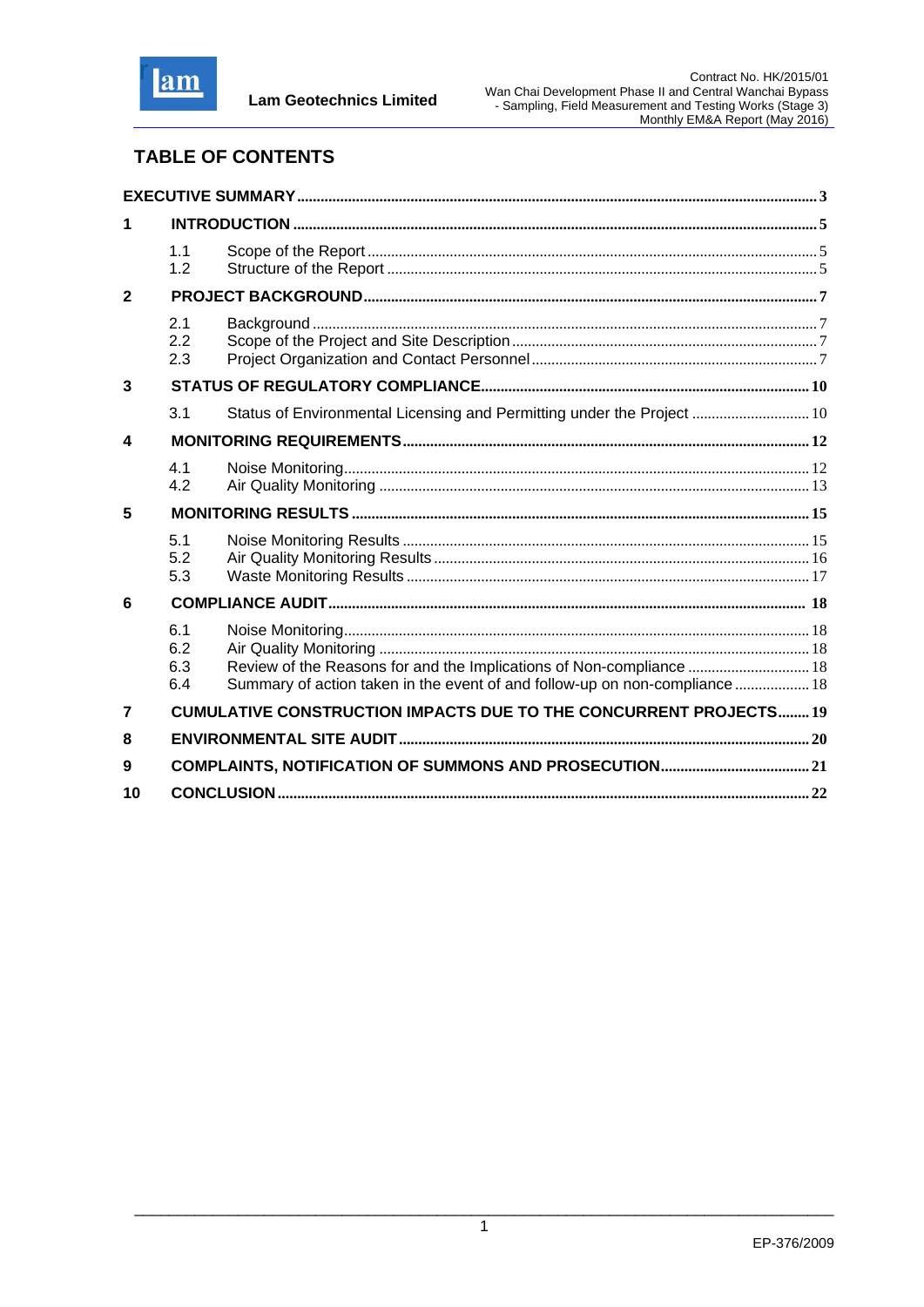# TABLE OF CONTENTS

| | | |
|---|---|---|
| **EXECUTIVE SUMMARY** | | **3** |
| **1** | **INTRODUCTION** | **5** |
| 1.1 | Scope of the Report | 5 |
| 1.2 | Structure of the Report | 5 |
| **2** | **PROJECT BACKGROUND** | **7** |
| 2.1 | Background | 7 |
| 2.2 | Scope of the Project and Site Description | 7 |
| 2.3 | Project Organization and Contact Personnel | 7 |
| **3** | **STATUS OF REGULATORY COMPLIANCE** | **10** |
| 3.1 | Status of Environmental Licensing and Permitting under the Project | 10 |
| **4** | **MONITORING REQUIREMENTS** | **12** |
| 4.1 | Noise Monitoring | 12 |
| 4.2 | Air Quality Monitoring | 13 |
| **5** | **MONITORING RESULTS** | **15** |
| 5.1 | Noise Monitoring Results | 15 |
| 5.2 | Air Quality Monitoring Results | 16 |
| 5.3 | Waste Monitoring Results | 17 |
| **6** | **COMPLIANCE AUDIT** | **18** |
| 6.1 | Noise Monitoring | 18 |
| 6.2 | Air Quality Monitoring | 18 |
| 6.3 | Review of the Reasons for and the Implications of Non-compliance | 18 |
| 6.4 | Summary of action taken in the event of and follow-up on non-compliance | 18 |
| **7** | **CUMULATIVE CONSTRUCTION IMPACTS DUE TO THE CONCURRENT PROJECTS** | **19** |
| **8** | **ENVIRONMENTAL SITE AUDIT** | **20** |
| **9** | **COMPLAINTS, NOTIFICATION OF SUMMONS AND PROSECUTION** | **21** |
| **10** | **CONCLUSION** | **22** |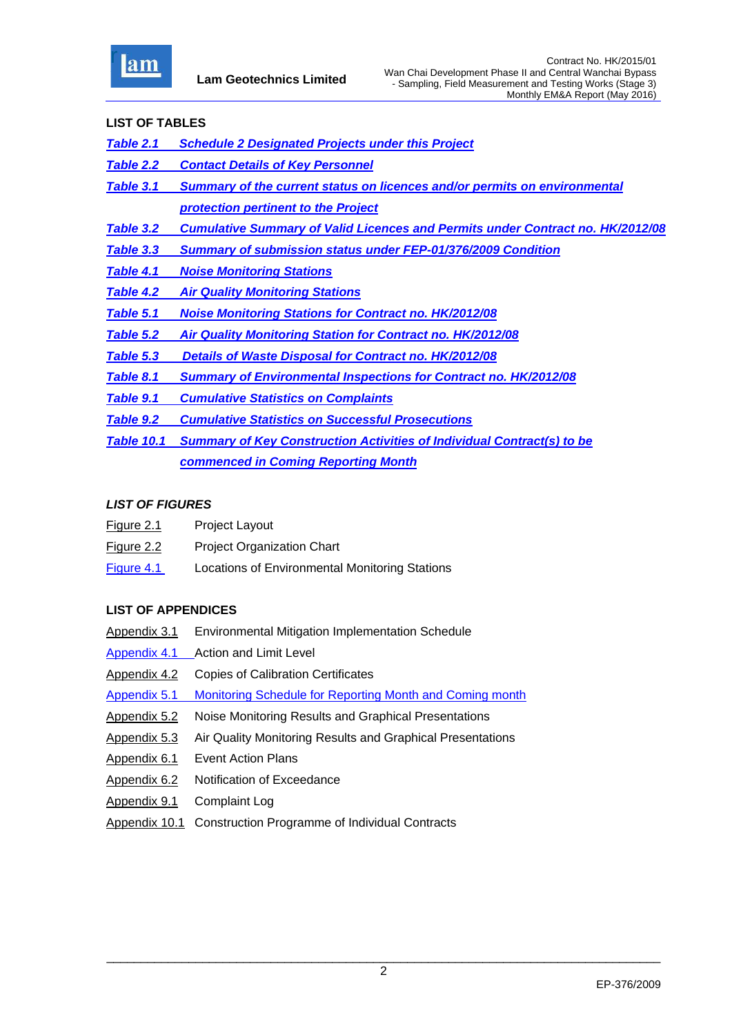## LIST OF TABLES

***Table 2.1 Schedule 2 Designated Projects under this Project***

***Table 2.2 Contact Details of Key Personnel***

***Table 3.1 Summary of the current status on licences and/or permits on environmental protection pertinent to the Project***

***Table 3.2 Cumulative Summary of Valid Licences and Permits under Contract no. HK/2012/08***

***Table 3.3 Summary of submission status under FEP-01/376/2009 Condition***

***Table 4.1 Noise Monitoring Stations***

***Table 4.2 Air Quality Monitoring Stations***

***Table 5.1 Noise Monitoring Stations for Contract no. HK/2012/08***

***Table 5.2 Air Quality Monitoring Station for Contract no. HK/2012/08***

***Table 5.3 Details of Waste Disposal for Contract no. HK/2012/08***

***Table 8.1 Summary of Environmental Inspections for Contract no. HK/2012/08***

***Table 9.1 Cumulative Statistics on Complaints***

***Table 9.2 Cumulative Statistics on Successful Prosecutions***

***Table 10.1 Summary of Key Construction Activities of Individual Contract(s) to be commenced in Coming Reporting Month***

## *LIST OF FIGURES*

Figure 2.1 Project Layout

Figure 2.2 Project Organization Chart

Figure 4.1 Locations of Environmental Monitoring Stations

## LIST OF APPENDICES

Appendix 3.1 Environmental Mitigation Implementation Schedule

Appendix 4.1 Action and Limit Level

Appendix 4.2 Copies of Calibration Certificates

Appendix 5.1 Monitoring Schedule for Reporting Month and Coming month

Appendix 5.2 Noise Monitoring Results and Graphical Presentations

Appendix 5.3 Air Quality Monitoring Results and Graphical Presentations

Appendix 6.1 Event Action Plans

Appendix 6.2 Notification of Exceedance

Appendix 9.1 Complaint Log

Appendix 10.1 Construction Programme of Individual Contracts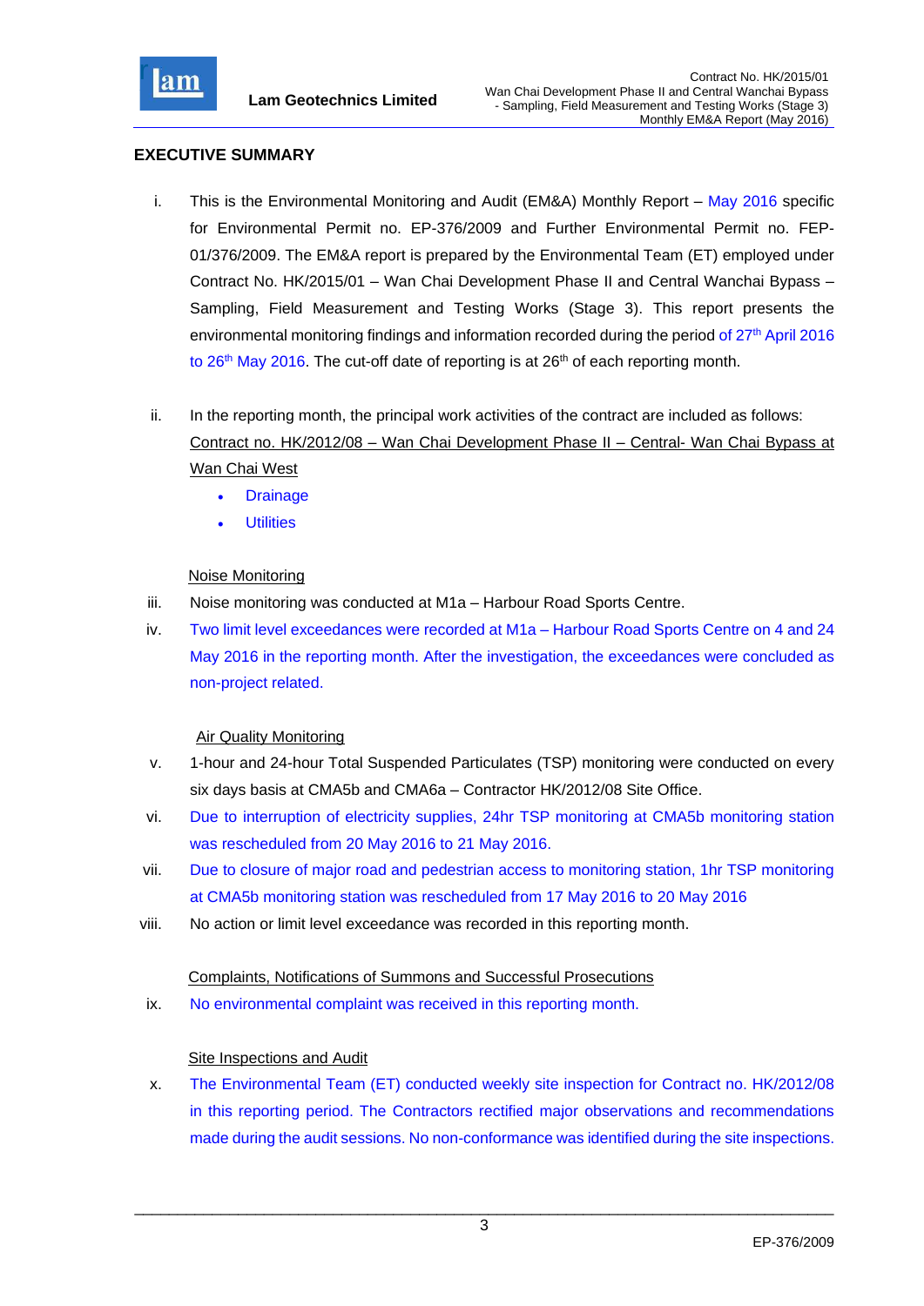## EXECUTIVE SUMMARY

i. This is the Environmental Monitoring and Audit (EM&A) Monthly Report – May 2016 specific for Environmental Permit no. EP-376/2009 and Further Environmental Permit no. FEP-01/376/2009. The EM&A report is prepared by the Environmental Team (ET) employed under Contract No. HK/2015/01 – Wan Chai Development Phase II and Central Wanchai Bypass – Sampling, Field Measurement and Testing Works (Stage 3). This report presents the environmental monitoring findings and information recorded during the period of 27th April 2016 to 26th May 2016. The cut-off date of reporting is at 26th of each reporting month.

ii. In the reporting month, the principal work activities of the contract are included as follows:
<u>Contract no. HK/2012/08 – Wan Chai Development Phase II – Central- Wan Chai Bypass at Wan Chai West</u>
   - Drainage
   - Utilities

<u>Noise Monitoring</u>

iii. Noise monitoring was conducted at M1a – Harbour Road Sports Centre.

iv. Two limit level exceedances were recorded at M1a – Harbour Road Sports Centre on 4 and 24 May 2016 in the reporting month. After the investigation, the exceedances were concluded as non-project related.

<u>Air Quality Monitoring</u>

v. 1-hour and 24-hour Total Suspended Particulates (TSP) monitoring were conducted on every six days basis at CMA5b and CMA6a – Contractor HK/2012/08 Site Office.

vi. Due to interruption of electricity supplies, 24hr TSP monitoring at CMA5b monitoring station was rescheduled from 20 May 2016 to 21 May 2016.

vii. Due to closure of major road and pedestrian access to monitoring station, 1hr TSP monitoring at CMA5b monitoring station was rescheduled from 17 May 2016 to 20 May 2016

viii. No action or limit level exceedance was recorded in this reporting month.

<u>Complaints, Notifications of Summons and Successful Prosecutions</u>

ix. No environmental complaint was received in this reporting month.

<u>Site Inspections and Audit</u>

x. The Environmental Team (ET) conducted weekly site inspection for Contract no. HK/2012/08 in this reporting period. The Contractors rectified major observations and recommendations made during the audit sessions. No non-conformance was identified during the site inspections.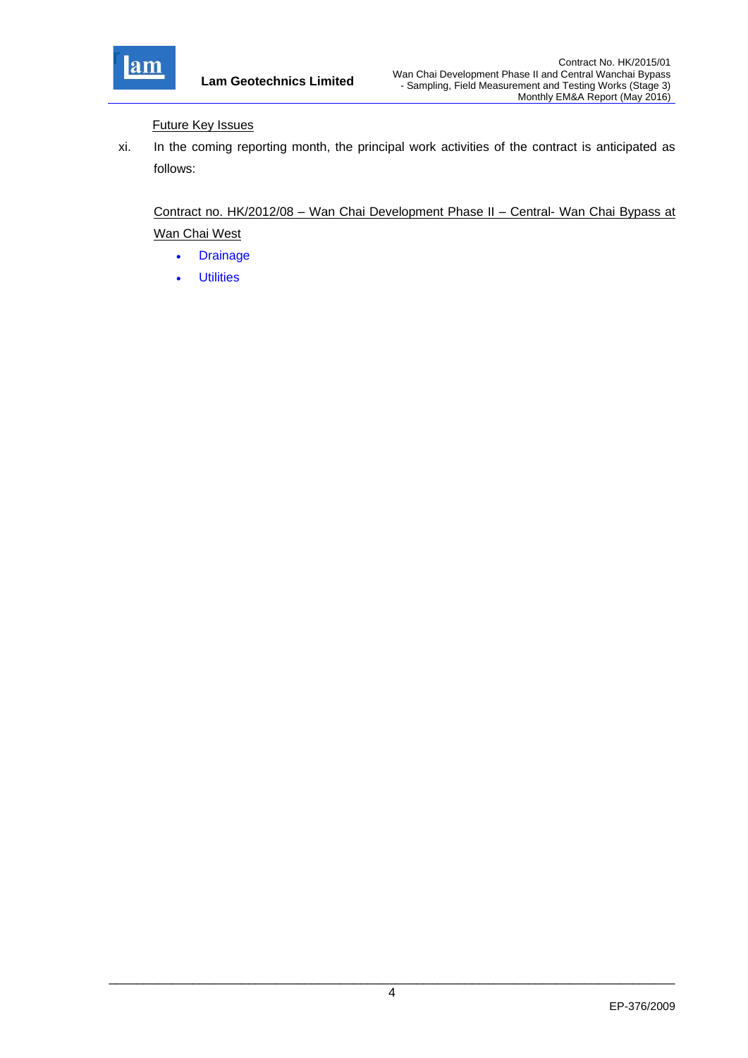Future Key Issues

xi. In the coming reporting month, the principal work activities of the contract is anticipated as follows:

Contract no. HK/2012/08 – Wan Chai Development Phase II – Central- Wan Chai Bypass at Wan Chai West

- Drainage
- Utilities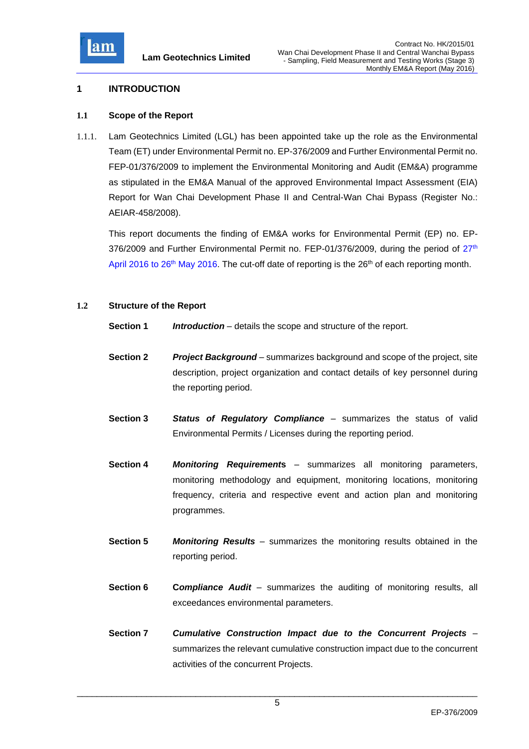# 1 INTRODUCTION

## 1.1 Scope of the Report

1.1.1. Lam Geotechnics Limited (LGL) has been appointed take up the role as the Environmental Team (ET) under Environmental Permit no. EP-376/2009 and Further Environmental Permit no. FEP-01/376/2009 to implement the Environmental Monitoring and Audit (EM&A) programme as stipulated in the EM&A Manual of the approved Environmental Impact Assessment (EIA) Report for Wan Chai Development Phase II and Central-Wan Chai Bypass (Register No.: AEIAR-458/2008).

This report documents the finding of EM&A works for Environmental Permit (EP) no. EP-376/2009 and Further Environmental Permit no. FEP-01/376/2009, during the period of 27th April 2016 to 26th May 2016. The cut-off date of reporting is the 26th of each reporting month.

## 1.2 Structure of the Report

**Section 1** ***Introduction*** – details the scope and structure of the report.

**Section 2** ***Project Background*** – summarizes background and scope of the project, site description, project organization and contact details of key personnel during the reporting period.

**Section 3** ***Status of Regulatory Compliance*** – summarizes the status of valid Environmental Permits / Licenses during the reporting period.

**Section 4** ***Monitoring Requirements*** – summarizes all monitoring parameters, monitoring methodology and equipment, monitoring locations, monitoring frequency, criteria and respective event and action plan and monitoring programmes.

**Section 5** ***Monitoring Results*** – summarizes the monitoring results obtained in the reporting period.

**Section 6** ***Compliance Audit*** – summarizes the auditing of monitoring results, all exceedances environmental parameters.

**Section 7** ***Cumulative Construction Impact due to the Concurrent Projects*** – summarizes the relevant cumulative construction impact due to the concurrent activities of the concurrent Projects.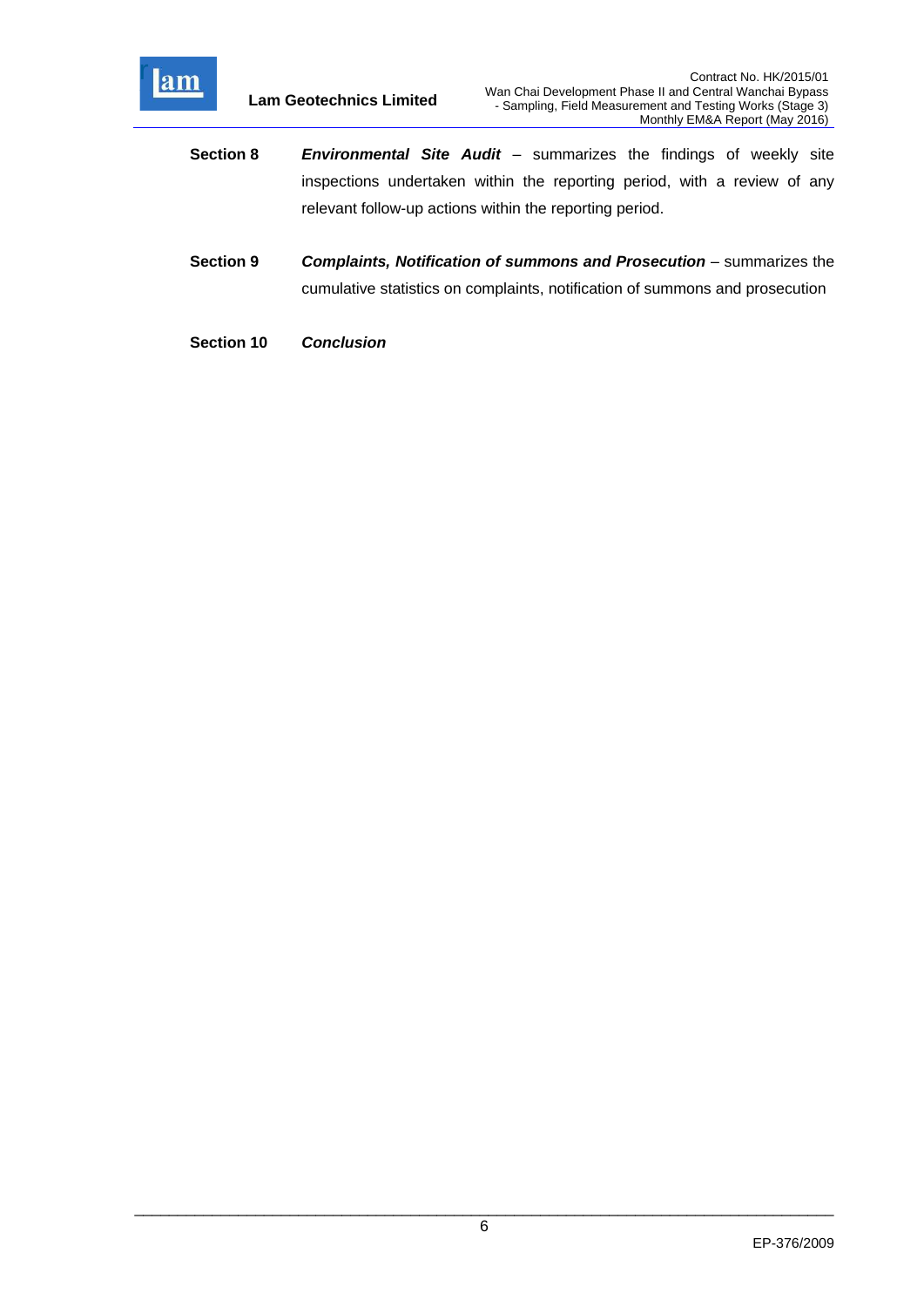**Section 8** ***Environmental Site Audit*** – summarizes the findings of weekly site inspections undertaken within the reporting period, with a review of any relevant follow-up actions within the reporting period.

**Section 9** ***Complaints, Notification of summons and Prosecution*** – summarizes the cumulative statistics on complaints, notification of summons and prosecution

**Section 10** ***Conclusion***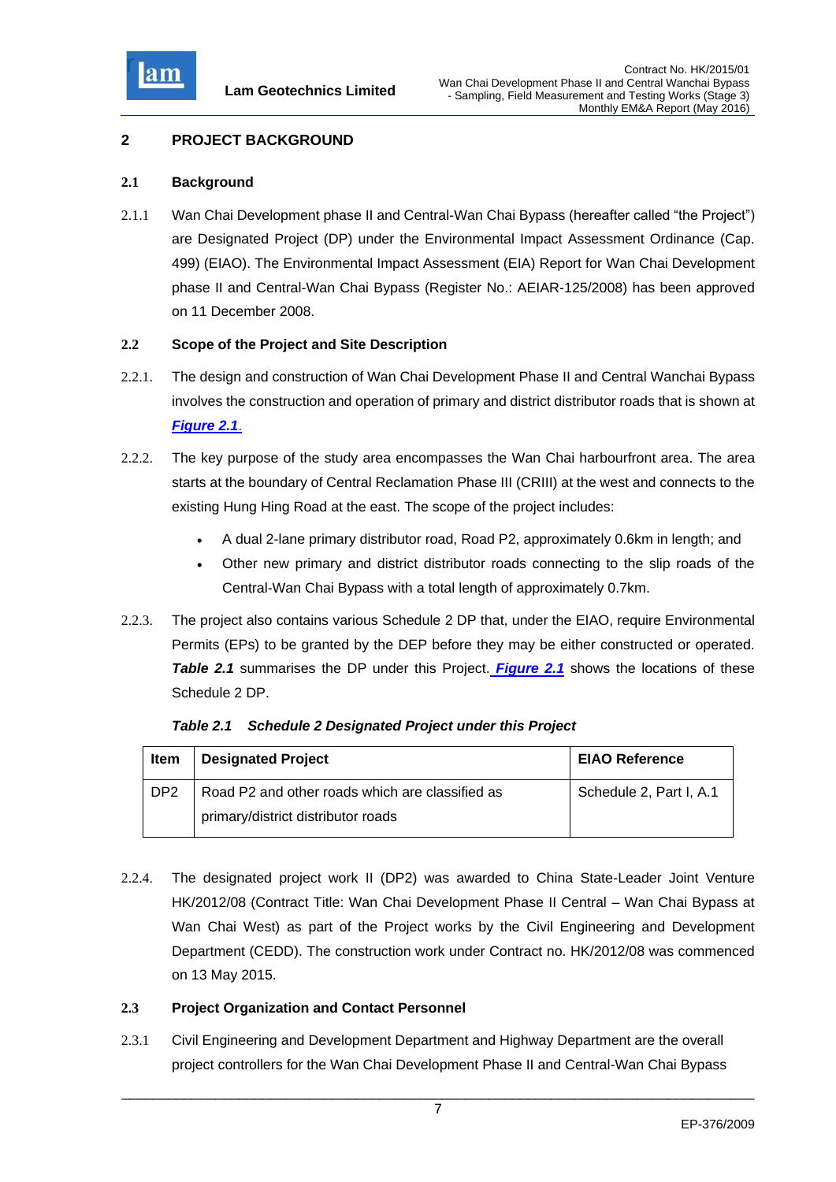## 2 PROJECT BACKGROUND

### 2.1 Background

2.1.1 Wan Chai Development phase II and Central-Wan Chai Bypass (hereafter called "the Project") are Designated Project (DP) under the Environmental Impact Assessment Ordinance (Cap. 499) (EIAO). The Environmental Impact Assessment (EIA) Report for Wan Chai Development phase II and Central-Wan Chai Bypass (Register No.: AEIAR-125/2008) has been approved on 11 December 2008.

### 2.2 Scope of the Project and Site Description

2.2.1. The design and construction of Wan Chai Development Phase II and Central Wanchai Bypass involves the construction and operation of primary and district distributor roads that is shown at ***Figure 2.1***.

2.2.2. The key purpose of the study area encompasses the Wan Chai harbourfront area. The area starts at the boundary of Central Reclamation Phase III (CRIII) at the west and connects to the existing Hung Hing Road at the east. The scope of the project includes:

- A dual 2-lane primary distributor road, Road P2, approximately 0.6km in length; and
- Other new primary and district distributor roads connecting to the slip roads of the Central-Wan Chai Bypass with a total length of approximately 0.7km.

2.2.3. The project also contains various Schedule 2 DP that, under the EIAO, require Environmental Permits (EPs) to be granted by the DEP before they may be either constructed or operated. ***Table 2.1*** summarises the DP under this Project. ***Figure 2.1*** shows the locations of these Schedule 2 DP.

***Table 2.1 Schedule 2 Designated Project under this Project***

| Item | Designated Project | EIAO Reference |
|---|---|---|
| DP2 | Road P2 and other roads which are classified as primary/district distributor roads | Schedule 2, Part I, A.1 |

2.2.4. The designated project work II (DP2) was awarded to China State-Leader Joint Venture HK/2012/08 (Contract Title: Wan Chai Development Phase II Central – Wan Chai Bypass at Wan Chai West) as part of the Project works by the Civil Engineering and Development Department (CEDD). The construction work under Contract no. HK/2012/08 was commenced on 13 May 2015.

### 2.3 Project Organization and Contact Personnel

2.3.1 Civil Engineering and Development Department and Highway Department are the overall project controllers for the Wan Chai Development Phase II and Central-Wan Chai Bypass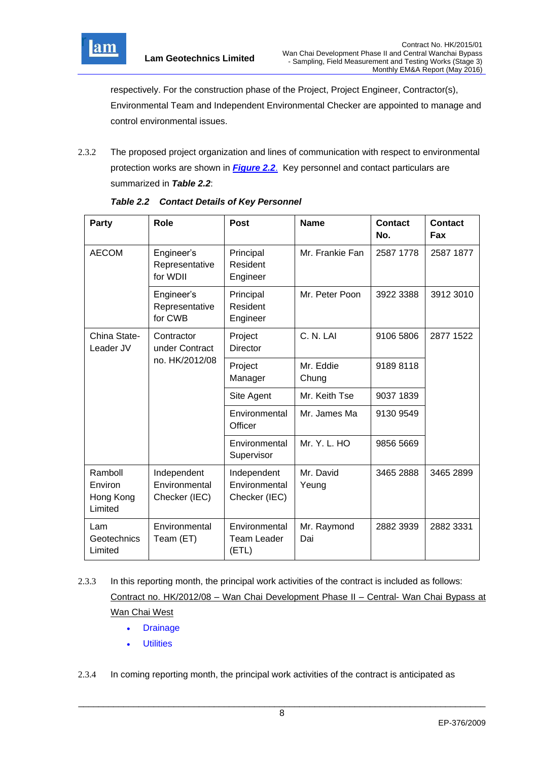respectively. For the construction phase of the Project, Project Engineer, Contractor(s), Environmental Team and Independent Environmental Checker are appointed to manage and control environmental issues.

2.3.2 The proposed project organization and lines of communication with respect to environmental protection works are shown in ***Figure 2.2***. Key personnel and contact particulars are summarized in ***Table 2.2***:

***Table 2.2 Contact Details of Key Personnel***

| Party | Role | Post | Name | Contact No. | Contact Fax |
|---|---|---|---|---|---|
| AECOM | Engineer's Representative for WDII | Principal Resident Engineer | Mr. Frankie Fan | 2587 1778 | 2587 1877 |
| | Engineer's Representative for CWB | Principal Resident Engineer | Mr. Peter Poon | 3922 3388 | 3912 3010 |
| China State-Leader JV | Contractor under Contract no. HK/2012/08 | Project Director | C. N. LAI | 9106 5806 | 2877 1522 |
| | | Project Manager | Mr. Eddie Chung | 9189 8118 | |
| | | Site Agent | Mr. Keith Tse | 9037 1839 | |
| | | Environmental Officer | Mr. James Ma | 9130 9549 | |
| | | Environmental Supervisor | Mr. Y. L. HO | 9856 5669 | |
| Ramboll Environ Hong Kong Limited | Independent Environmental Checker (IEC) | Independent Environmental Checker (IEC) | Mr. David Yeung | 3465 2888 | 3465 2899 |
| Lam Geotechnics Limited | Environmental Team (ET) | Environmental Team Leader (ETL) | Mr. Raymond Dai | 2882 3939 | 2882 3331 |

2.3.3 In this reporting month, the principal work activities of the contract is included as follows:
Contract no. HK/2012/08 – Wan Chai Development Phase II – Central- Wan Chai Bypass at Wan Chai West

- Drainage
- Utilities

2.3.4 In coming reporting month, the principal work activities of the contract is anticipated as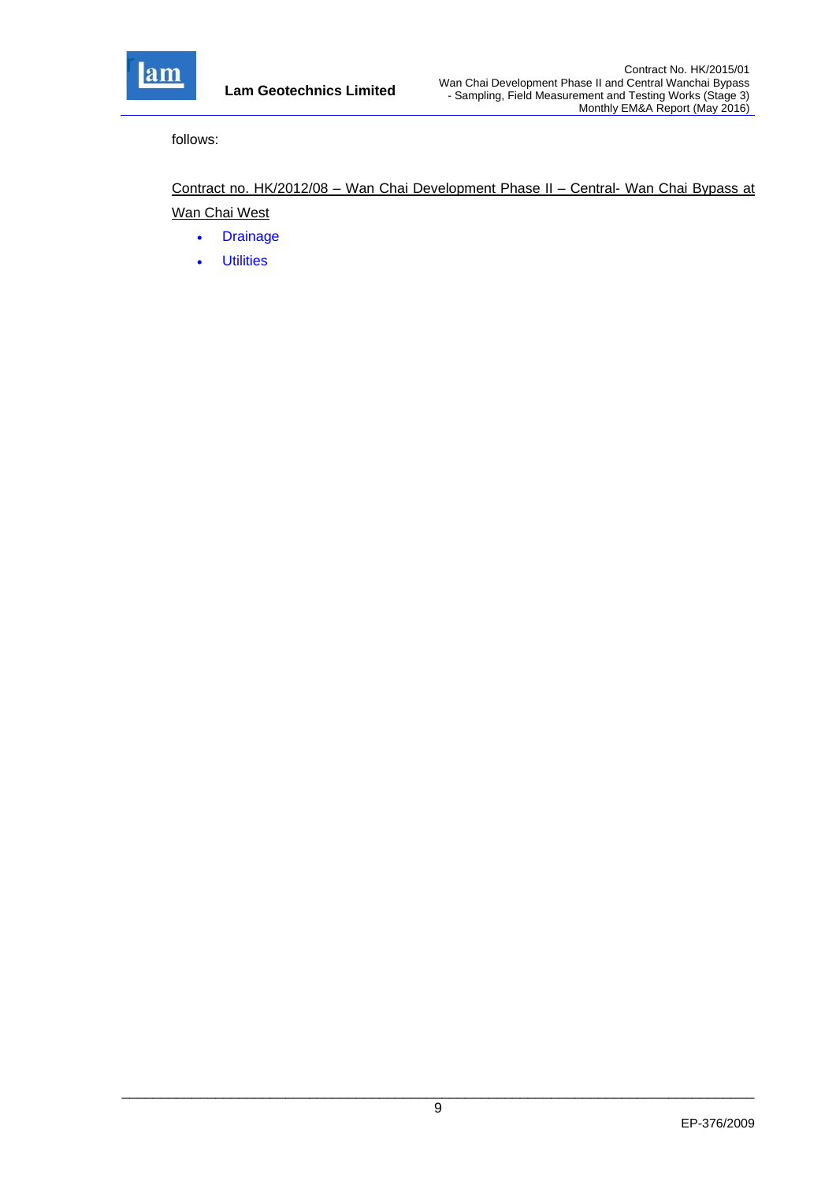follows:

<u>Contract no. HK/2012/08 – Wan Chai Development Phase II – Central- Wan Chai Bypass at Wan Chai West</u>

- Drainage
- Utilities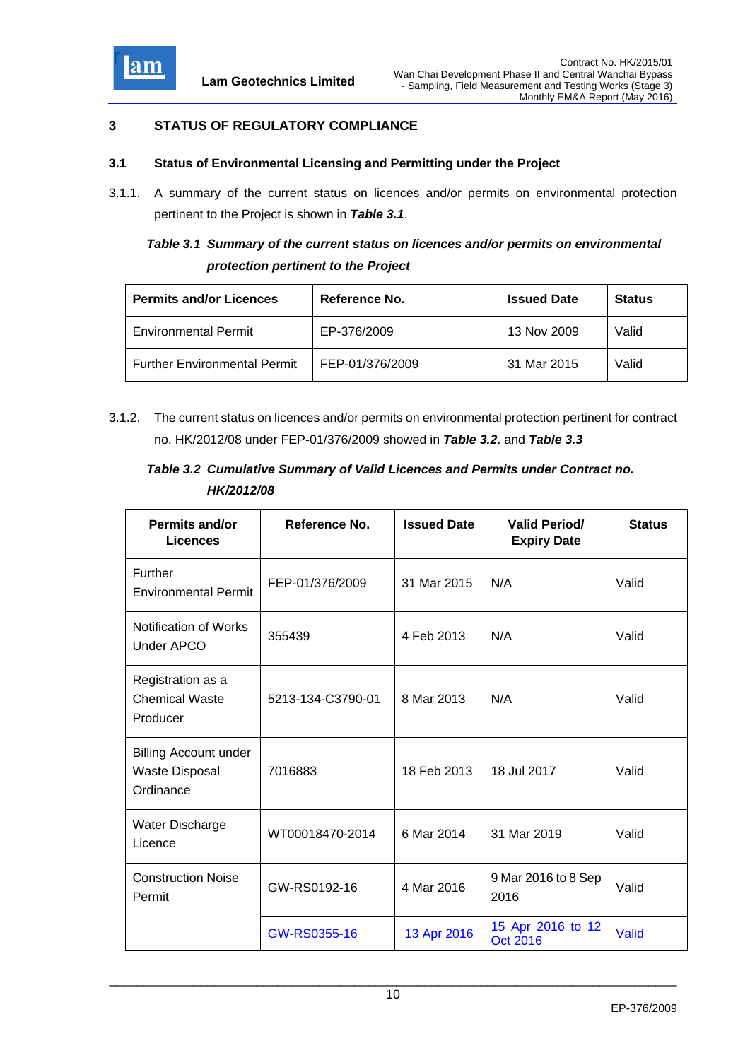## 3 STATUS OF REGULATORY COMPLIANCE

### 3.1 Status of Environmental Licensing and Permitting under the Project

3.1.1. A summary of the current status on licences and/or permits on environmental protection pertinent to the Project is shown in ***Table 3.1***.

***Table 3.1 Summary of the current status on licences and/or permits on environmental protection pertinent to the Project***

| Permits and/or Licences | Reference No. | Issued Date | Status |
|---|---|---|---|
| Environmental Permit | EP-376/2009 | 13 Nov 2009 | Valid |
| Further Environmental Permit | FEP-01/376/2009 | 31 Mar 2015 | Valid |

3.1.2. The current status on licences and/or permits on environmental protection pertinent for contract no. HK/2012/08 under FEP-01/376/2009 showed in ***Table 3.2.*** and ***Table 3.3***

***Table 3.2 Cumulative Summary of Valid Licences and Permits under Contract no. HK/2012/08***

| Permits and/or Licences | Reference No. | Issued Date | Valid Period/ Expiry Date | Status |
|---|---|---|---|---|
| Further Environmental Permit | FEP-01/376/2009 | 31 Mar 2015 | N/A | Valid |
| Notification of Works Under APCO | 355439 | 4 Feb 2013 | N/A | Valid |
| Registration as a Chemical Waste Producer | 5213-134-C3790-01 | 8 Mar 2013 | N/A | Valid |
| Billing Account under Waste Disposal Ordinance | 7016883 | 18 Feb 2013 | 18 Jul 2017 | Valid |
| Water Discharge Licence | WT00018470-2014 | 6 Mar 2014 | 31 Mar 2019 | Valid |
| Construction Noise Permit | GW-RS0192-16 | 4 Mar 2016 | 9 Mar 2016 to 8 Sep 2016 | Valid |
| | GW-RS0355-16 | 13 Apr 2016 | 15 Apr 2016 to 12 Oct 2016 | Valid |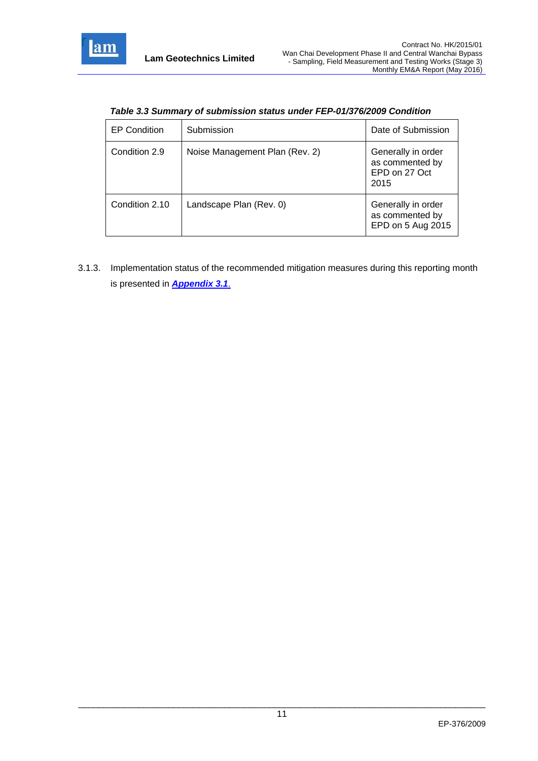***Table 3.3 Summary of submission status under FEP-01/376/2009 Condition***

| EP Condition | Submission | Date of Submission |
|---|---|---|
| Condition 2.9 | Noise Management Plan (Rev. 2) | Generally in order as commented by EPD on 27 Oct 2015 |
| Condition 2.10 | Landscape Plan (Rev. 0) | Generally in order as commented by EPD on 5 Aug 2015 |

3.1.3. Implementation status of the recommended mitigation measures during this reporting month is presented in ***Appendix 3.1***.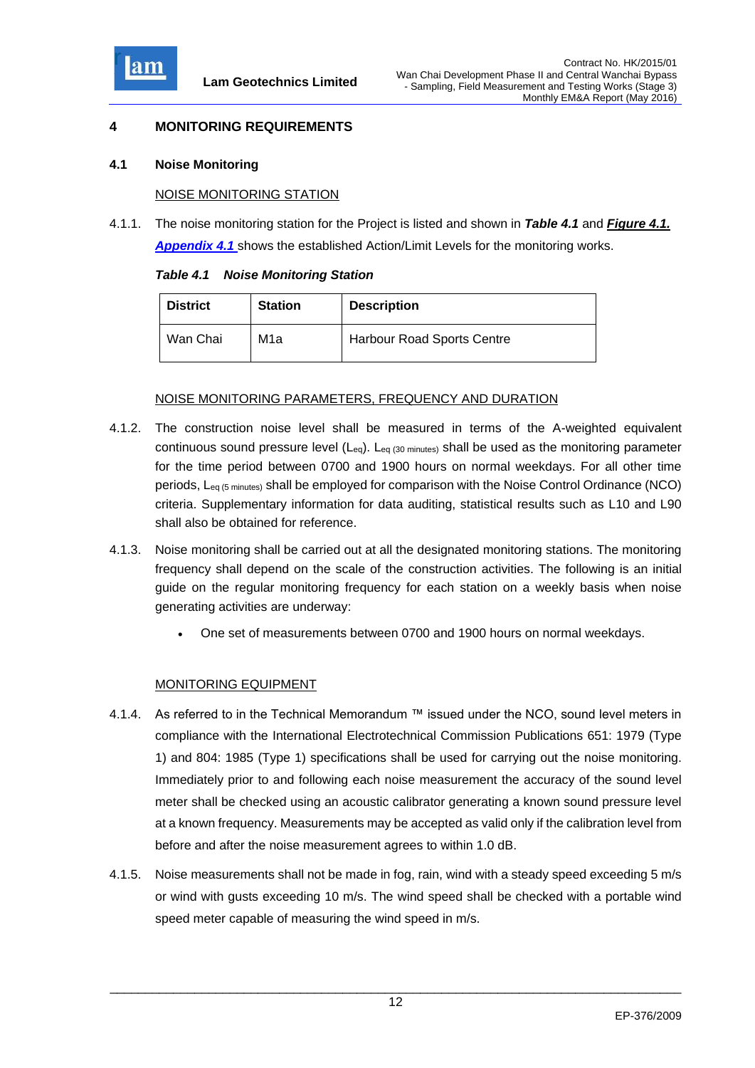# 4 MONITORING REQUIREMENTS

## 4.1 Noise Monitoring

NOISE MONITORING STATION

4.1.1. The noise monitoring station for the Project is listed and shown in ***Table 4.1*** and ***Figure 4.1.*** ***Appendix 4.1*** shows the established Action/Limit Levels for the monitoring works.

***Table 4.1 Noise Monitoring Station***

| District | Station | Description |
|---|---|---|
| Wan Chai | M1a | Harbour Road Sports Centre |

NOISE MONITORING PARAMETERS, FREQUENCY AND DURATION

4.1.2. The construction noise level shall be measured in terms of the A-weighted equivalent continuous sound pressure level ($L_{eq}$). $L_{eq\ (30\ minutes)}$ shall be used as the monitoring parameter for the time period between 0700 and 1900 hours on normal weekdays. For all other time periods, $L_{eq\ (5\ minutes)}$ shall be employed for comparison with the Noise Control Ordinance (NCO) criteria. Supplementary information for data auditing, statistical results such as L10 and L90 shall also be obtained for reference.

4.1.3. Noise monitoring shall be carried out at all the designated monitoring stations. The monitoring frequency shall depend on the scale of the construction activities. The following is an initial guide on the regular monitoring frequency for each station on a weekly basis when noise generating activities are underway:

- One set of measurements between 0700 and 1900 hours on normal weekdays.

MONITORING EQUIPMENT

4.1.4. As referred to in the Technical Memorandum ™ issued under the NCO, sound level meters in compliance with the International Electrotechnical Commission Publications 651: 1979 (Type 1) and 804: 1985 (Type 1) specifications shall be used for carrying out the noise monitoring. Immediately prior to and following each noise measurement the accuracy of the sound level meter shall be checked using an acoustic calibrator generating a known sound pressure level at a known frequency. Measurements may be accepted as valid only if the calibration level from before and after the noise measurement agrees to within 1.0 dB.

4.1.5. Noise measurements shall not be made in fog, rain, wind with a steady speed exceeding 5 m/s or wind with gusts exceeding 10 m/s. The wind speed shall be checked with a portable wind speed meter capable of measuring the wind speed in m/s.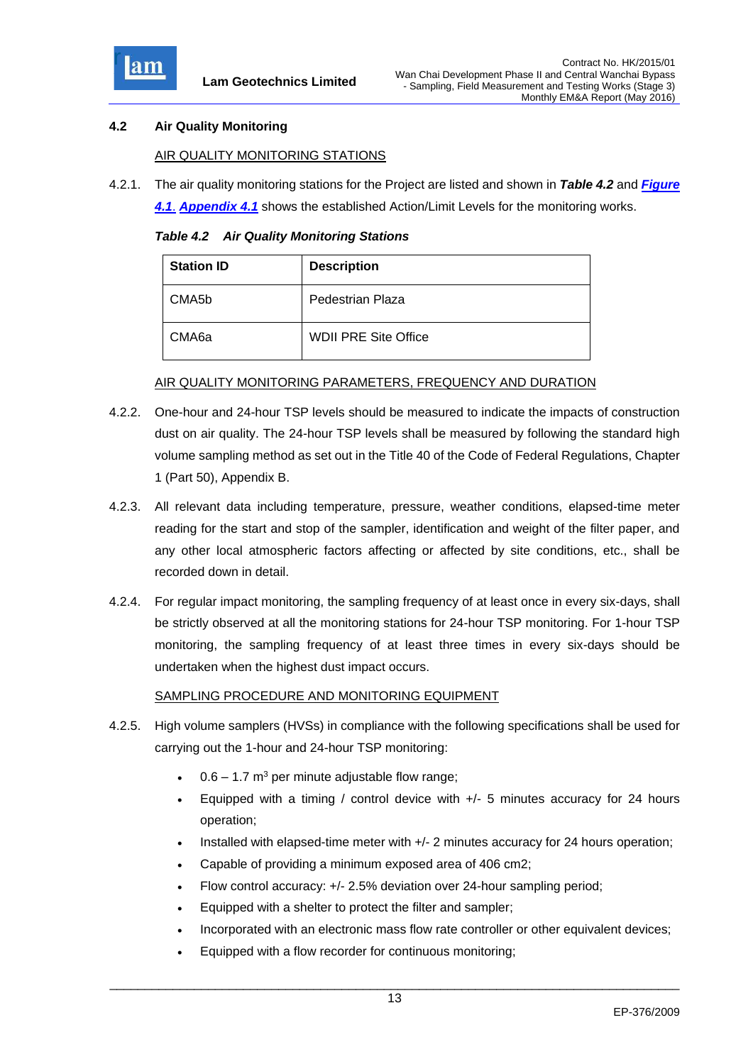## 4.2 Air Quality Monitoring

AIR QUALITY MONITORING STATIONS

4.2.1. The air quality monitoring stations for the Project are listed and shown in ***Table 4.2*** and ***Figure 4.1***. ***Appendix 4.1*** shows the established Action/Limit Levels for the monitoring works.

***Table 4.2 Air Quality Monitoring Stations***

| Station ID | Description |
|---|---|
| CMA5b | Pedestrian Plaza |
| CMA6a | WDII PRE Site Office |

AIR QUALITY MONITORING PARAMETERS, FREQUENCY AND DURATION

4.2.2. One-hour and 24-hour TSP levels should be measured to indicate the impacts of construction dust on air quality. The 24-hour TSP levels shall be measured by following the standard high volume sampling method as set out in the Title 40 of the Code of Federal Regulations, Chapter 1 (Part 50), Appendix B.

4.2.3. All relevant data including temperature, pressure, weather conditions, elapsed-time meter reading for the start and stop of the sampler, identification and weight of the filter paper, and any other local atmospheric factors affecting or affected by site conditions, etc., shall be recorded down in detail.

4.2.4. For regular impact monitoring, the sampling frequency of at least once in every six-days, shall be strictly observed at all the monitoring stations for 24-hour TSP monitoring. For 1-hour TSP monitoring, the sampling frequency of at least three times in every six-days should be undertaken when the highest dust impact occurs.

SAMPLING PROCEDURE AND MONITORING EQUIPMENT

4.2.5. High volume samplers (HVSs) in compliance with the following specifications shall be used for carrying out the 1-hour and 24-hour TSP monitoring:

- 0.6 – 1.7 $m^3$ per minute adjustable flow range;
- Equipped with a timing / control device with +/- 5 minutes accuracy for 24 hours operation;
- Installed with elapsed-time meter with +/- 2 minutes accuracy for 24 hours operation;
- Capable of providing a minimum exposed area of 406 cm2;
- Flow control accuracy: +/- 2.5% deviation over 24-hour sampling period;
- Equipped with a shelter to protect the filter and sampler;
- Incorporated with an electronic mass flow rate controller or other equivalent devices;
- Equipped with a flow recorder for continuous monitoring;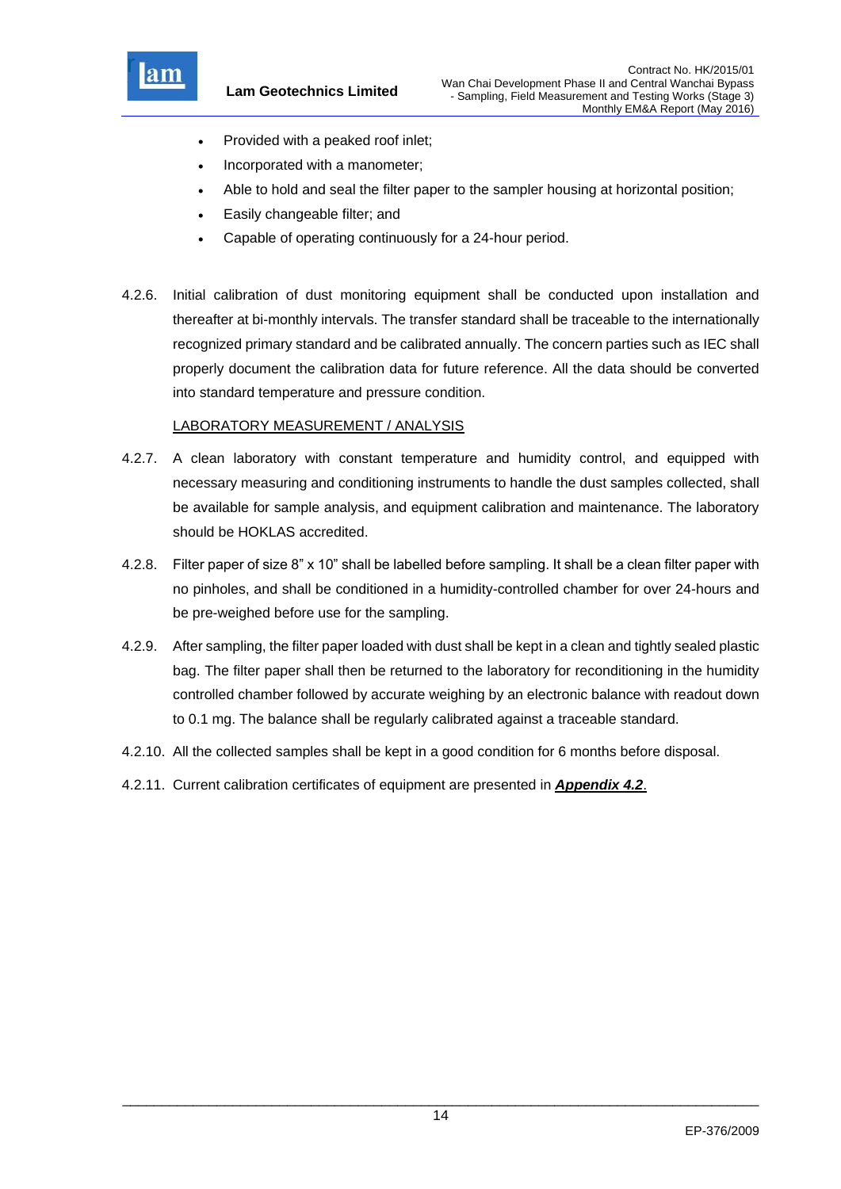- Provided with a peaked roof inlet;
- Incorporated with a manometer;
- Able to hold and seal the filter paper to the sampler housing at horizontal position;
- Easily changeable filter; and
- Capable of operating continuously for a 24-hour period.

4.2.6. Initial calibration of dust monitoring equipment shall be conducted upon installation and thereafter at bi-monthly intervals. The transfer standard shall be traceable to the internationally recognized primary standard and be calibrated annually. The concern parties such as IEC shall properly document the calibration data for future reference. All the data should be converted into standard temperature and pressure condition.

<u>LABORATORY MEASUREMENT / ANALYSIS</u>

4.2.7. A clean laboratory with constant temperature and humidity control, and equipped with necessary measuring and conditioning instruments to handle the dust samples collected, shall be available for sample analysis, and equipment calibration and maintenance. The laboratory should be HOKLAS accredited.

4.2.8. Filter paper of size 8" x 10" shall be labelled before sampling. It shall be a clean filter paper with no pinholes, and shall be conditioned in a humidity-controlled chamber for over 24-hours and be pre-weighed before use for the sampling.

4.2.9. After sampling, the filter paper loaded with dust shall be kept in a clean and tightly sealed plastic bag. The filter paper shall then be returned to the laboratory for reconditioning in the humidity controlled chamber followed by accurate weighing by an electronic balance with readout down to 0.1 mg. The balance shall be regularly calibrated against a traceable standard.

4.2.10. All the collected samples shall be kept in a good condition for 6 months before disposal.

4.2.11. Current calibration certificates of equipment are presented in ***<u>Appendix 4.2</u>***.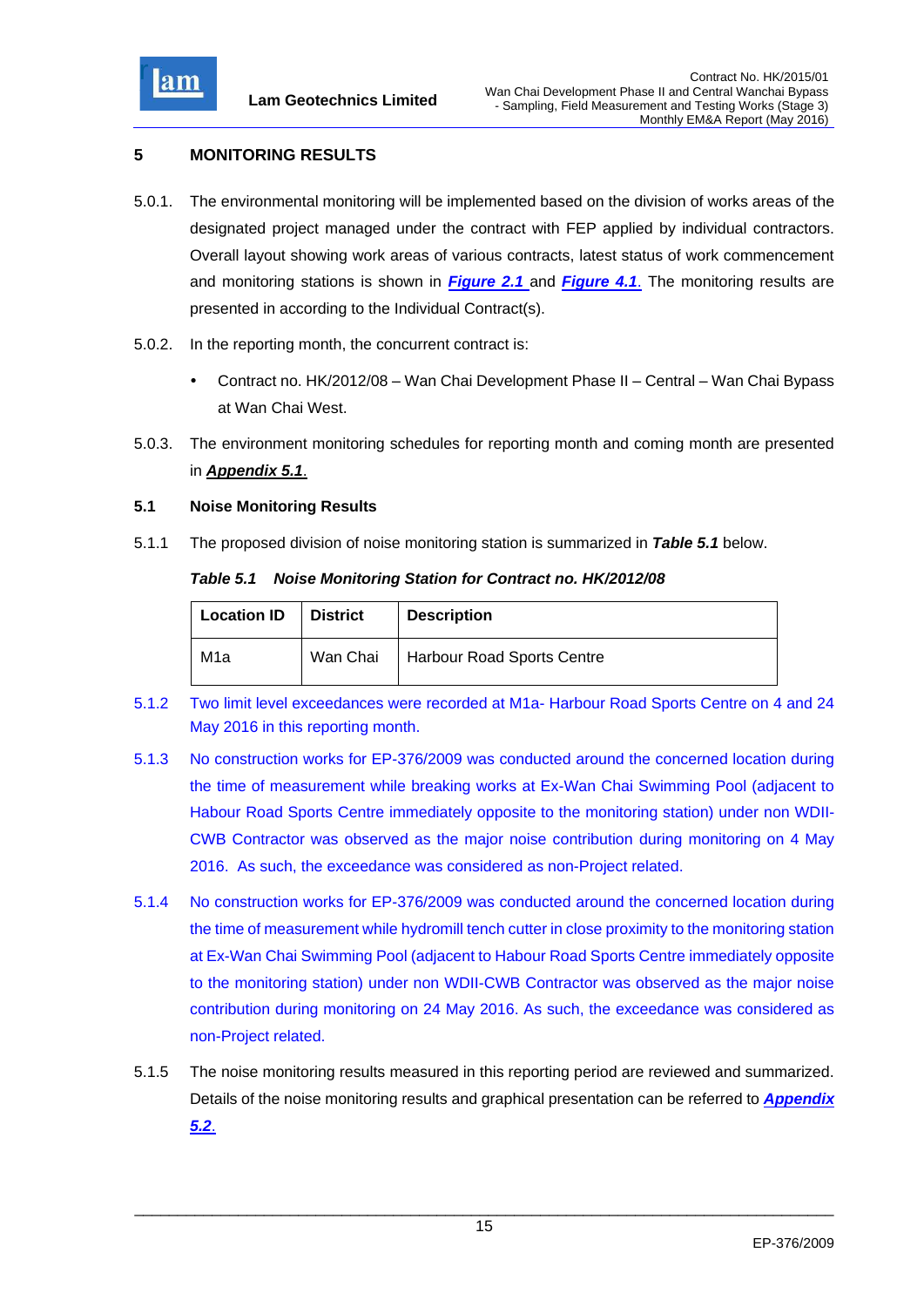## 5 MONITORING RESULTS

5.0.1. The environmental monitoring will be implemented based on the division of works areas of the designated project managed under the contract with FEP applied by individual contractors. Overall layout showing work areas of various contracts, latest status of work commencement and monitoring stations is shown in ***Figure 2.1*** and ***Figure 4.1***. The monitoring results are presented in according to the Individual Contract(s).

5.0.2. In the reporting month, the concurrent contract is:

- Contract no. HK/2012/08 – Wan Chai Development Phase II – Central – Wan Chai Bypass at Wan Chai West.

5.0.3. The environment monitoring schedules for reporting month and coming month are presented in ***Appendix 5.1***.

### 5.1 Noise Monitoring Results

5.1.1 The proposed division of noise monitoring station is summarized in ***Table 5.1*** below.

***Table 5.1 Noise Monitoring Station for Contract no. HK/2012/08***

| Location ID | District | Description |
|---|---|---|
| M1a | Wan Chai | Harbour Road Sports Centre |

5.1.2 Two limit level exceedances were recorded at M1a- Harbour Road Sports Centre on 4 and 24 May 2016 in this reporting month.

5.1.3 No construction works for EP-376/2009 was conducted around the concerned location during the time of measurement while breaking works at Ex-Wan Chai Swimming Pool (adjacent to Habour Road Sports Centre immediately opposite to the monitoring station) under non WDII-CWB Contractor was observed as the major noise contribution during monitoring on 4 May 2016. As such, the exceedance was considered as non-Project related.

5.1.4 No construction works for EP-376/2009 was conducted around the concerned location during the time of measurement while hydromill tench cutter in close proximity to the monitoring station at Ex-Wan Chai Swimming Pool (adjacent to Habour Road Sports Centre immediately opposite to the monitoring station) under non WDII-CWB Contractor was observed as the major noise contribution during monitoring on 24 May 2016. As such, the exceedance was considered as non-Project related.

5.1.5 The noise monitoring results measured in this reporting period are reviewed and summarized. Details of the noise monitoring results and graphical presentation can be referred to ***Appendix 5.2***.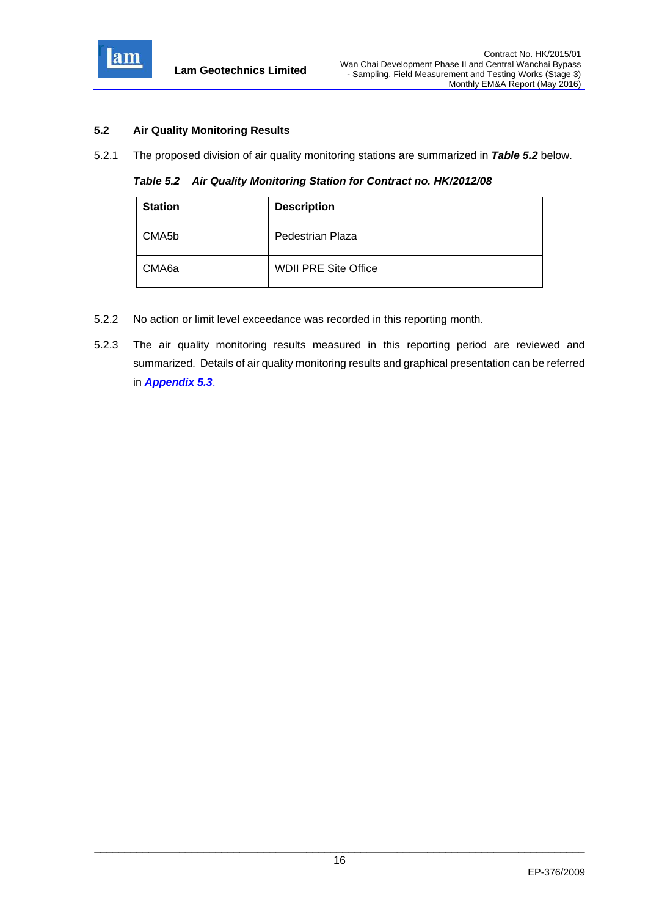## 5.2 Air Quality Monitoring Results

5.2.1 The proposed division of air quality monitoring stations are summarized in ***Table 5.2*** below.

***Table 5.2 Air Quality Monitoring Station for Contract no. HK/2012/08***

| Station | Description |
|---|---|
| CMA5b | Pedestrian Plaza |
| CMA6a | WDII PRE Site Office |

5.2.2 No action or limit level exceedance was recorded in this reporting month.

5.2.3 The air quality monitoring results measured in this reporting period are reviewed and summarized. Details of air quality monitoring results and graphical presentation can be referred in ***Appendix 5.3***.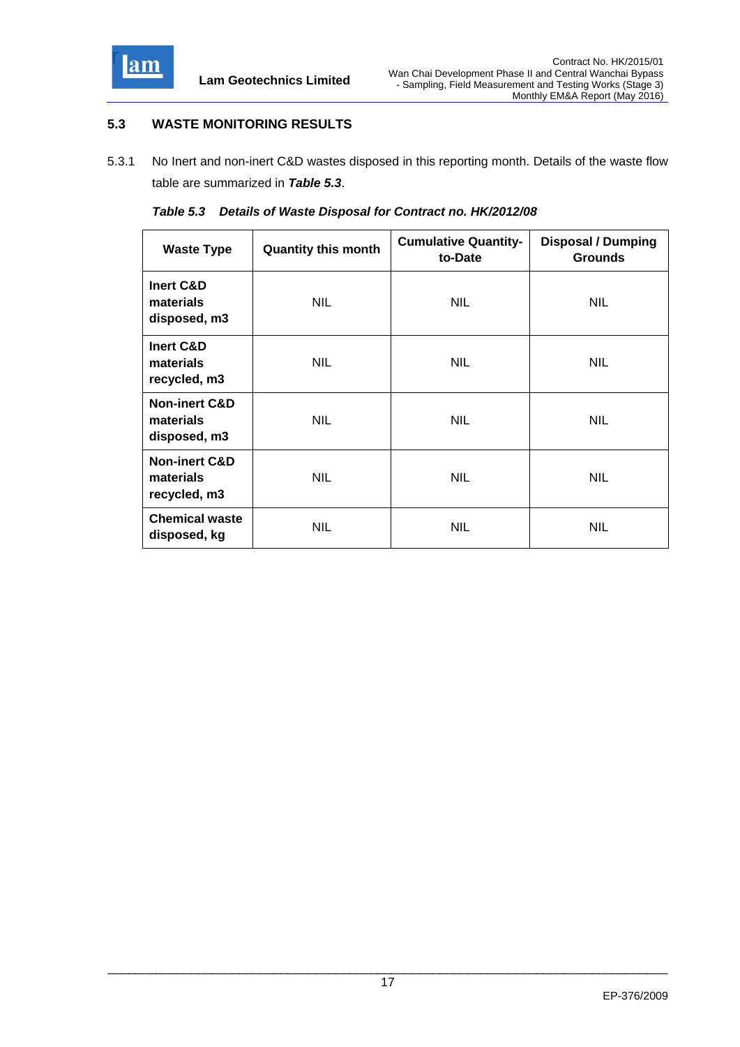### 5.3 WASTE MONITORING RESULTS

5.3.1 No Inert and non-inert C&D wastes disposed in this reporting month. Details of the waste flow table are summarized in ***Table 5.3***.

***Table 5.3 Details of Waste Disposal for Contract no. HK/2012/08***

| Waste Type | Quantity this month | Cumulative Quantity-to-Date | Disposal / Dumping Grounds |
|---|---|---|---|
| **Inert C&D materials disposed, m3** | NIL | NIL | NIL |
| **Inert C&D materials recycled, m3** | NIL | NIL | NIL |
| **Non-inert C&D materials disposed, m3** | NIL | NIL | NIL |
| **Non-inert C&D materials recycled, m3** | NIL | NIL | NIL |
| **Chemical waste disposed, kg** | NIL | NIL | NIL |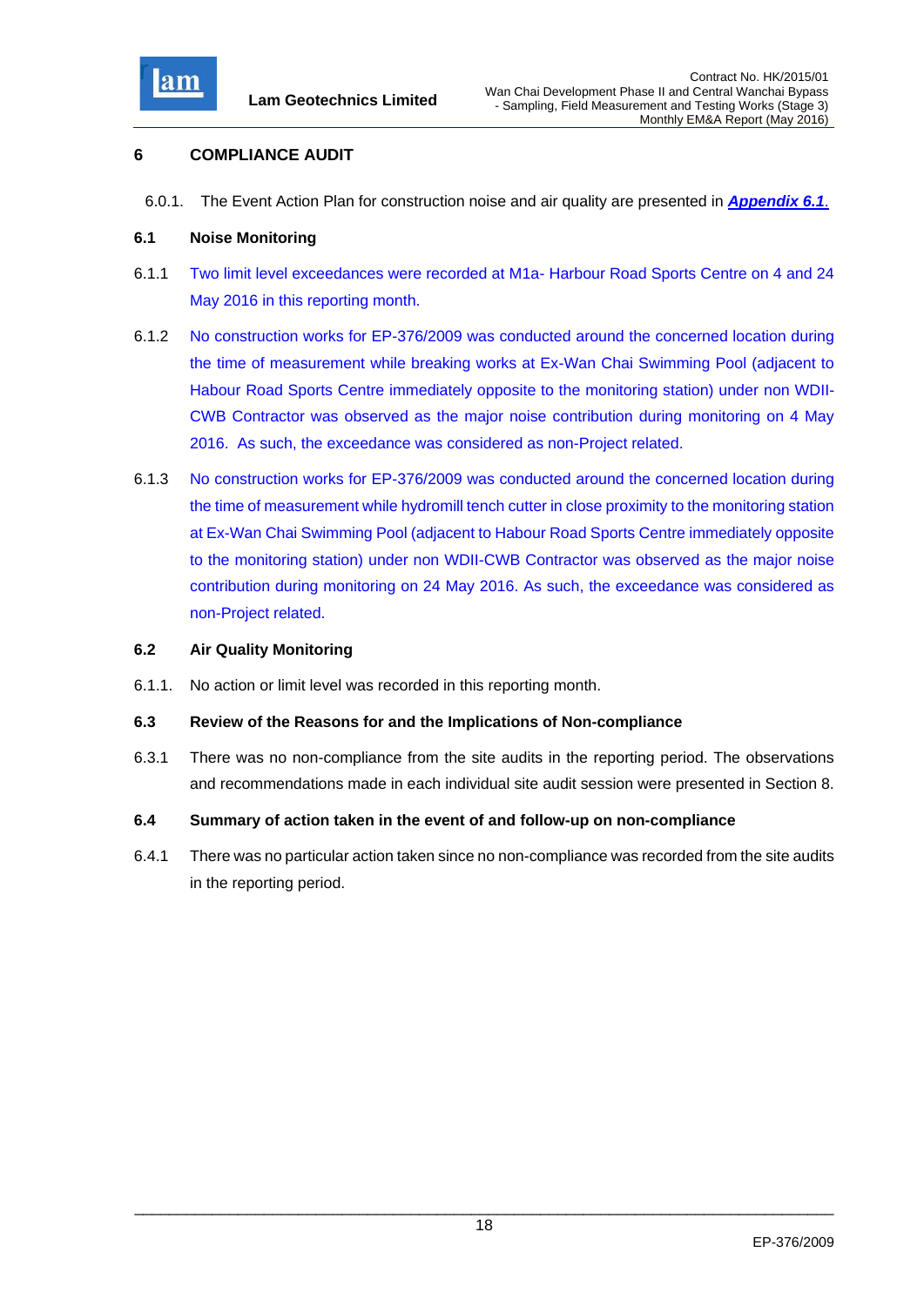## 6 COMPLIANCE AUDIT

6.0.1. The Event Action Plan for construction noise and air quality are presented in ***Appendix 6.1***.

### 6.1 Noise Monitoring

6.1.1 Two limit level exceedances were recorded at M1a- Harbour Road Sports Centre on 4 and 24 May 2016 in this reporting month.

6.1.2 No construction works for EP-376/2009 was conducted around the concerned location during the time of measurement while breaking works at Ex-Wan Chai Swimming Pool (adjacent to Habour Road Sports Centre immediately opposite to the monitoring station) under non WDII-CWB Contractor was observed as the major noise contribution during monitoring on 4 May 2016. As such, the exceedance was considered as non-Project related.

6.1.3 No construction works for EP-376/2009 was conducted around the concerned location during the time of measurement while hydromill tench cutter in close proximity to the monitoring station at Ex-Wan Chai Swimming Pool (adjacent to Habour Road Sports Centre immediately opposite to the monitoring station) under non WDII-CWB Contractor was observed as the major noise contribution during monitoring on 24 May 2016. As such, the exceedance was considered as non-Project related.

### 6.2 Air Quality Monitoring

6.1.1. No action or limit level was recorded in this reporting month.

### 6.3 Review of the Reasons for and the Implications of Non-compliance

6.3.1 There was no non-compliance from the site audits in the reporting period. The observations and recommendations made in each individual site audit session were presented in Section 8.

### 6.4 Summary of action taken in the event of and follow-up on non-compliance

6.4.1 There was no particular action taken since no non-compliance was recorded from the site audits in the reporting period.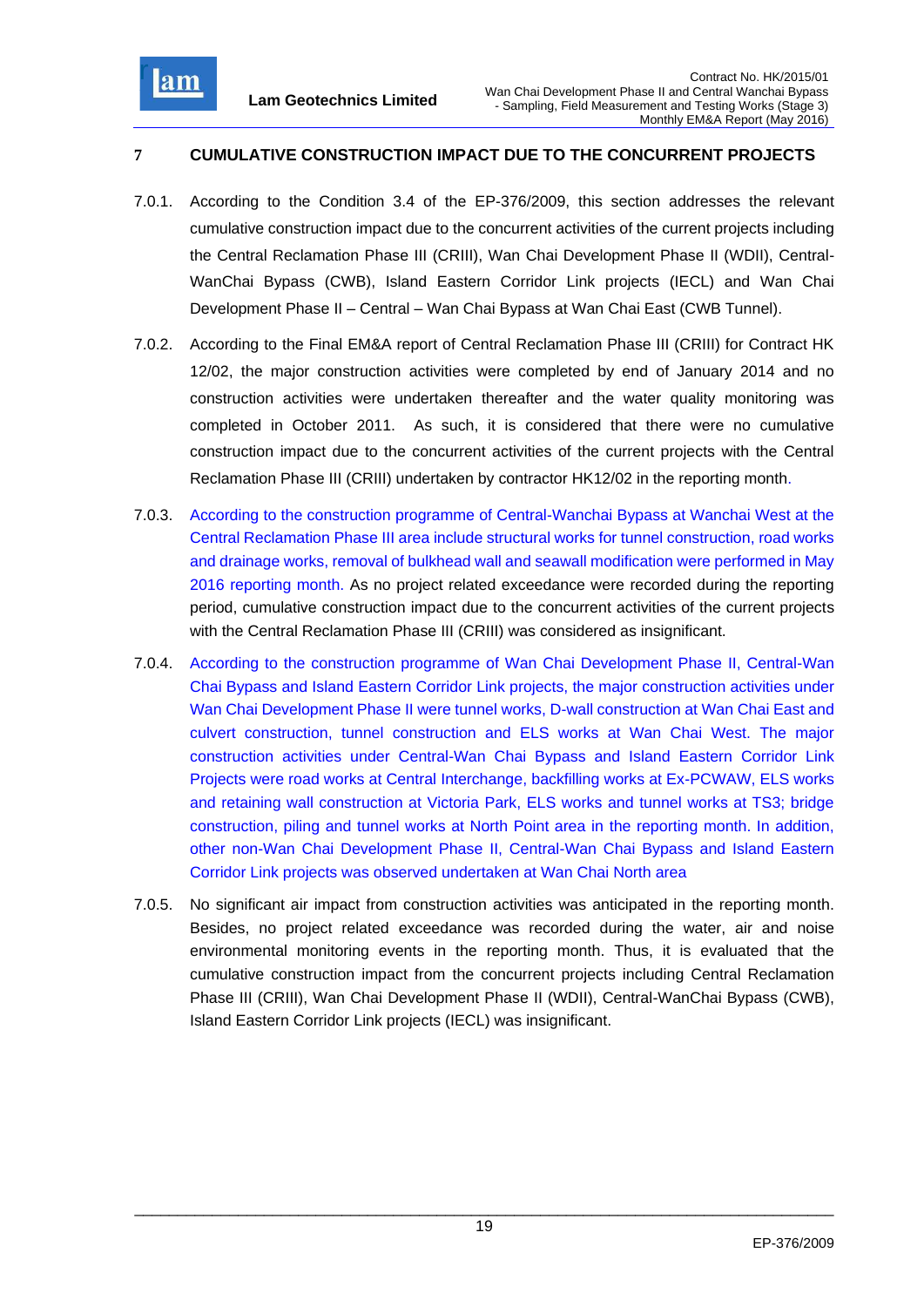# 7 CUMULATIVE CONSTRUCTION IMPACT DUE TO THE CONCURRENT PROJECTS

7.0.1. According to the Condition 3.4 of the EP-376/2009, this section addresses the relevant cumulative construction impact due to the concurrent activities of the current projects including the Central Reclamation Phase III (CRIII), Wan Chai Development Phase II (WDII), Central-WanChai Bypass (CWB), Island Eastern Corridor Link projects (IECL) and Wan Chai Development Phase II – Central – Wan Chai Bypass at Wan Chai East (CWB Tunnel).

7.0.2. According to the Final EM&A report of Central Reclamation Phase III (CRIII) for Contract HK 12/02, the major construction activities were completed by end of January 2014 and no construction activities were undertaken thereafter and the water quality monitoring was completed in October 2011. As such, it is considered that there were no cumulative construction impact due to the concurrent activities of the current projects with the Central Reclamation Phase III (CRIII) undertaken by contractor HK12/02 in the reporting month.

7.0.3. According to the construction programme of Central-Wanchai Bypass at Wanchai West at the Central Reclamation Phase III area include structural works for tunnel construction, road works and drainage works, removal of bulkhead wall and seawall modification were performed in May 2016 reporting month. As no project related exceedance were recorded during the reporting period, cumulative construction impact due to the concurrent activities of the current projects with the Central Reclamation Phase III (CRIII) was considered as insignificant.

7.0.4. According to the construction programme of Wan Chai Development Phase II, Central-Wan Chai Bypass and Island Eastern Corridor Link projects, the major construction activities under Wan Chai Development Phase II were tunnel works, D-wall construction at Wan Chai East and culvert construction, tunnel construction and ELS works at Wan Chai West. The major construction activities under Central-Wan Chai Bypass and Island Eastern Corridor Link Projects were road works at Central Interchange, backfilling works at Ex-PCWAW, ELS works and retaining wall construction at Victoria Park, ELS works and tunnel works at TS3; bridge construction, piling and tunnel works at North Point area in the reporting month. In addition, other non-Wan Chai Development Phase II, Central-Wan Chai Bypass and Island Eastern Corridor Link projects was observed undertaken at Wan Chai North area

7.0.5. No significant air impact from construction activities was anticipated in the reporting month. Besides, no project related exceedance was recorded during the water, air and noise environmental monitoring events in the reporting month. Thus, it is evaluated that the cumulative construction impact from the concurrent projects including Central Reclamation Phase III (CRIII), Wan Chai Development Phase II (WDII), Central-WanChai Bypass (CWB), Island Eastern Corridor Link projects (IECL) was insignificant.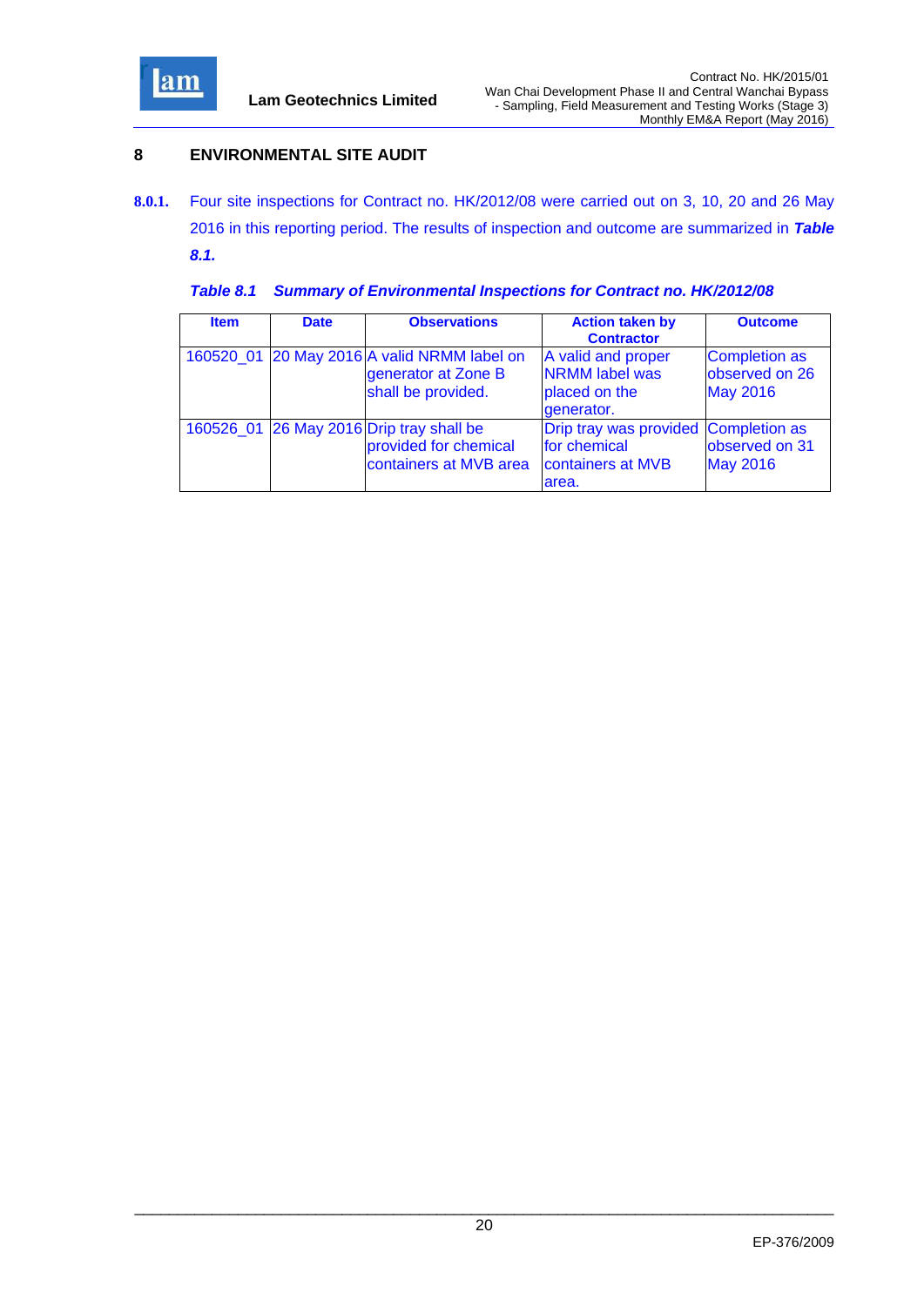## 8 ENVIRONMENTAL SITE AUDIT

**8.0.1.** Four site inspections for Contract no. HK/2012/08 were carried out on 3, 10, 20 and 26 May 2016 in this reporting period. The results of inspection and outcome are summarized in ***Table 8.1.***

***Table 8.1 Summary of Environmental Inspections for Contract no. HK/2012/08***

| Item | Date | Observations | Action taken by Contractor | Outcome |
|---|---|---|---|---|
| 160520_01 | 20 May 2016 | A valid NRMM label on generator at Zone B shall be provided. | A valid and proper NRMM label was placed on the generator. | Completion as observed on 26 May 2016 |
| 160526_01 | 26 May 2016 | Drip tray shall be provided for chemical containers at MVB area | Drip tray was provided for chemical containers at MVB area. | Completion as observed on 31 May 2016 |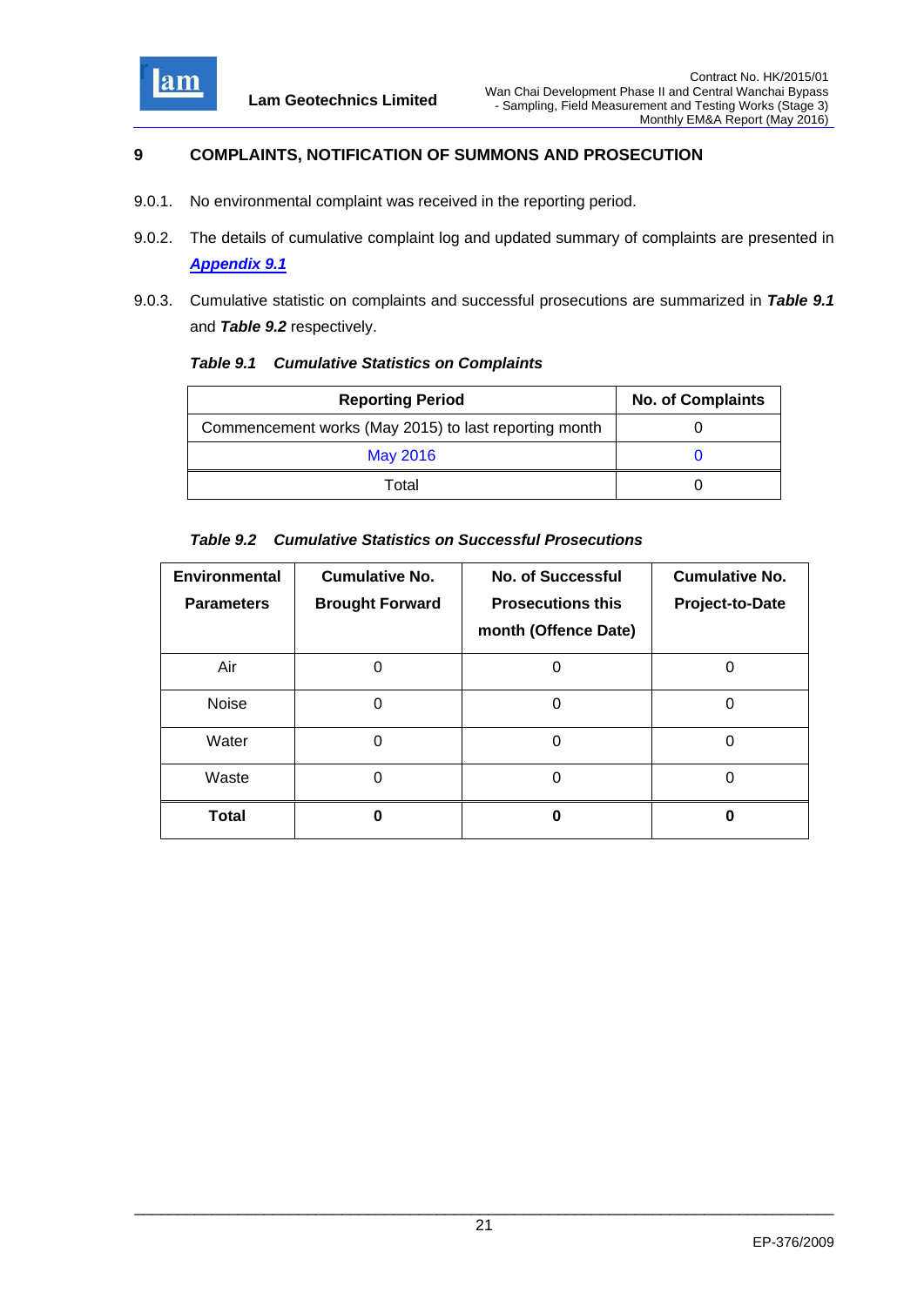## 9 COMPLAINTS, NOTIFICATION OF SUMMONS AND PROSECUTION

9.0.1. No environmental complaint was received in the reporting period.

9.0.2. The details of cumulative complaint log and updated summary of complaints are presented in ***Appendix 9.1***

9.0.3. Cumulative statistic on complaints and successful prosecutions are summarized in ***Table 9.1*** and ***Table 9.2*** respectively.

***Table 9.1 Cumulative Statistics on Complaints***

| Reporting Period | No. of Complaints |
|---|---|
| Commencement works (May 2015) to last reporting month | 0 |
| May 2016 | 0 |
| Total | 0 |

***Table 9.2 Cumulative Statistics on Successful Prosecutions***

| Environmental Parameters | Cumulative No. Brought Forward | No. of Successful Prosecutions this month (Offence Date) | Cumulative No. Project-to-Date |
|---|---|---|---|
| Air | 0 | 0 | 0 |
| Noise | 0 | 0 | 0 |
| Water | 0 | 0 | 0 |
| Waste | 0 | 0 | 0 |
| **Total** | **0** | **0** | **0** |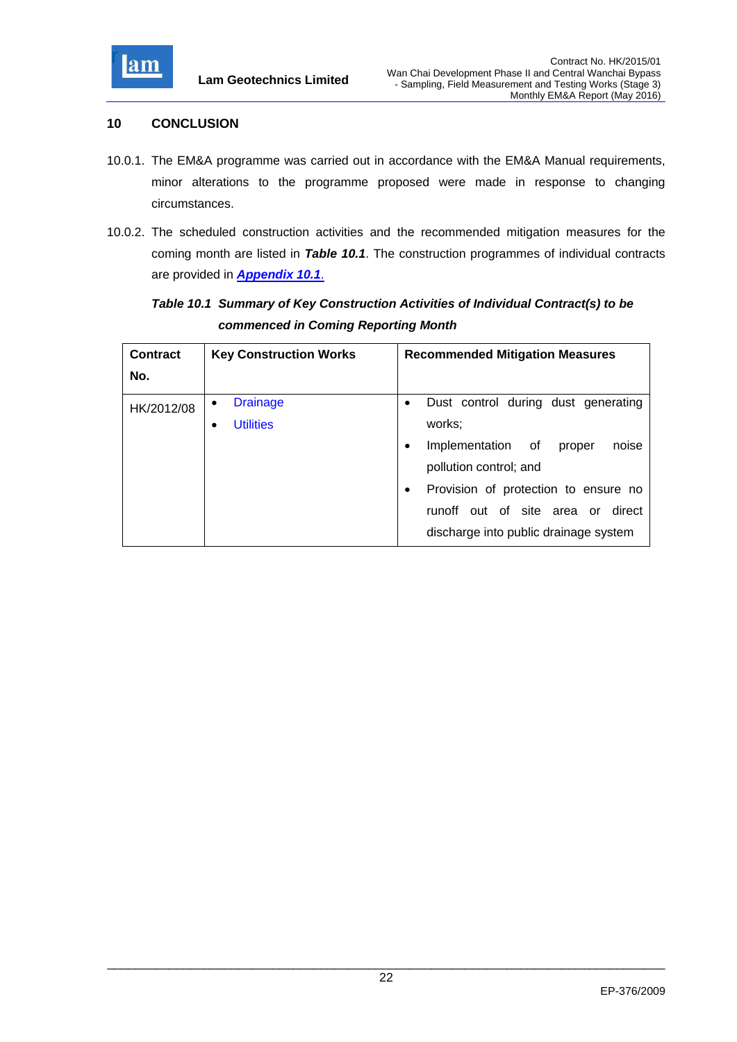## 10 CONCLUSION

10.0.1. The EM&A programme was carried out in accordance with the EM&A Manual requirements, minor alterations to the programme proposed were made in response to changing circumstances.

10.0.2. The scheduled construction activities and the recommended mitigation measures for the coming month are listed in ***Table 10.1***. The construction programmes of individual contracts are provided in ***Appendix 10.1***.

***Table 10.1 Summary of Key Construction Activities of Individual Contract(s) to be commenced in Coming Reporting Month***

| Contract No. | Key Construction Works | Recommended Mitigation Measures |
|---|---|---|
| HK/2012/08 | • Drainage<br>• Utilities | • Dust control during dust generating works;<br>• Implementation of proper noise pollution control; and<br>• Provision of protection to ensure no runoff out of site area or direct discharge into public drainage system |

EP-376/2009